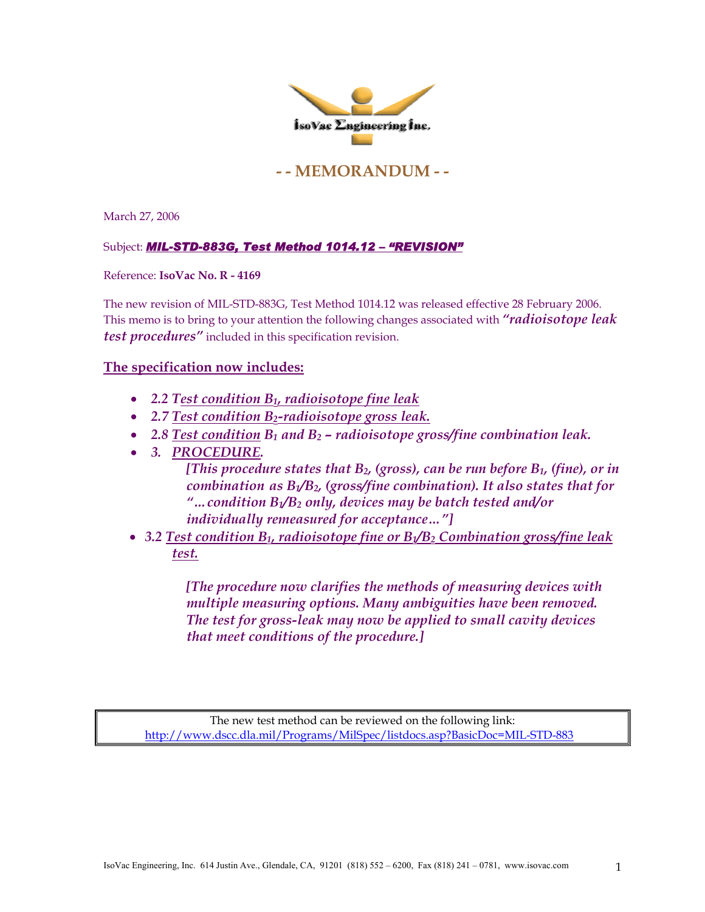IsoVac Engineering Inc.

# - - MEMORANDUM - -

March 27, 2006

Subject: ***MIL-STD-883G, Test Method 1014.12 – "REVISION"***

Reference: **IsoVac No. R - 4169**

The new revision of MIL-STD-883G, Test Method 1014.12 was released effective 28 February 2006. This memo is to bring to your attention the following changes associated with ***"radioisotope leak test procedures"*** included in this specification revision.

## The specification now includes:

- ***2.2 Test condition $B_1$, radioisotope fine leak***
- ***2.7 Test condition $B_2$-radioisotope gross leak.***
- ***2.8 Test condition $B_1$ and $B_2$ – radioisotope gross/fine combination leak.***
- ***3. PROCEDURE.***
  
  ***[This procedure states that $B_2$, (gross), can be run before $B_1$, (fine), or in combination as $B_1/B_2$, (gross/fine combination). It also states that for "…condition $B_1/B_2$ only, devices may be batch tested and/or individually remeasured for acceptance…"]***
- ***3.2 Test condition $B_1$, radioisotope fine or $B_1/B_2$ Combination gross/fine leak test.***

  ***[The procedure now clarifies the methods of measuring devices with multiple measuring options. Many ambiguities have been removed. The test for gross-leak may now be applied to small cavity devices that meet conditions of the procedure.]***

The new test method can be reviewed on the following link:
http://www.dscc.dla.mil/Programs/MilSpec/listdocs.asp?BasicDoc=MIL-STD-883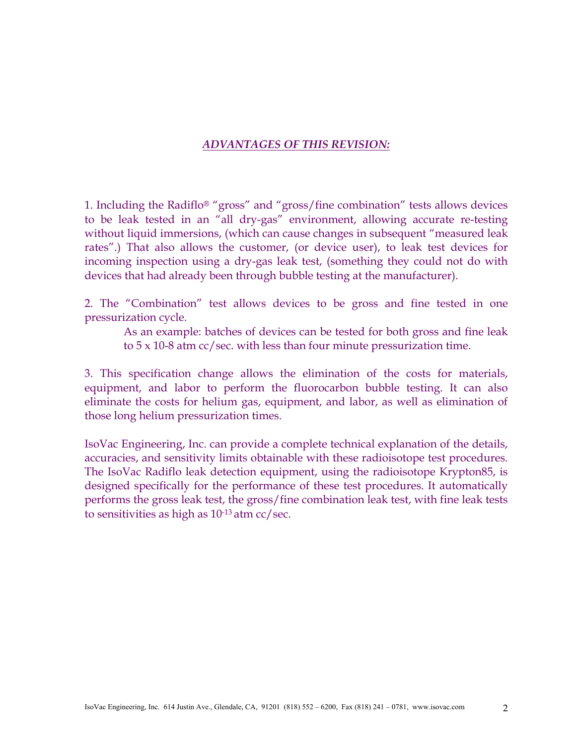## ***ADVANTAGES OF THIS REVISION:***

1. Including the Radiflo® "gross" and "gross/fine combination" tests allows devices to be leak tested in an "all dry-gas" environment, allowing accurate re-testing without liquid immersions, (which can cause changes in subsequent "measured leak rates".) That also allows the customer, (or device user), to leak test devices for incoming inspection using a dry-gas leak test, (something they could not do with devices that had already been through bubble testing at the manufacturer).

2. The "Combination" test allows devices to be gross and fine tested in one pressurization cycle.

    As an example: batches of devices can be tested for both gross and fine leak to 5 x 10-8 atm cc/sec. with less than four minute pressurization time.

3. This specification change allows the elimination of the costs for materials, equipment, and labor to perform the fluorocarbon bubble testing. It can also eliminate the costs for helium gas, equipment, and labor, as well as elimination of those long helium pressurization times.

IsoVac Engineering, Inc. can provide a complete technical explanation of the details, accuracies, and sensitivity limits obtainable with these radioisotope test procedures. The IsoVac Radiflo leak detection equipment, using the radioisotope Krypton85, is designed specifically for the performance of these test procedures. It automatically performs the gross leak test, the gross/fine combination leak test, with fine leak tests to sensitivities as high as $10^{-13}$ atm cc/sec.

IsoVac Engineering, Inc. 614 Justin Ave., Glendale, CA, 91201 (818) 552 – 6200, Fax (818) 241 – 0781, www.isovac.com